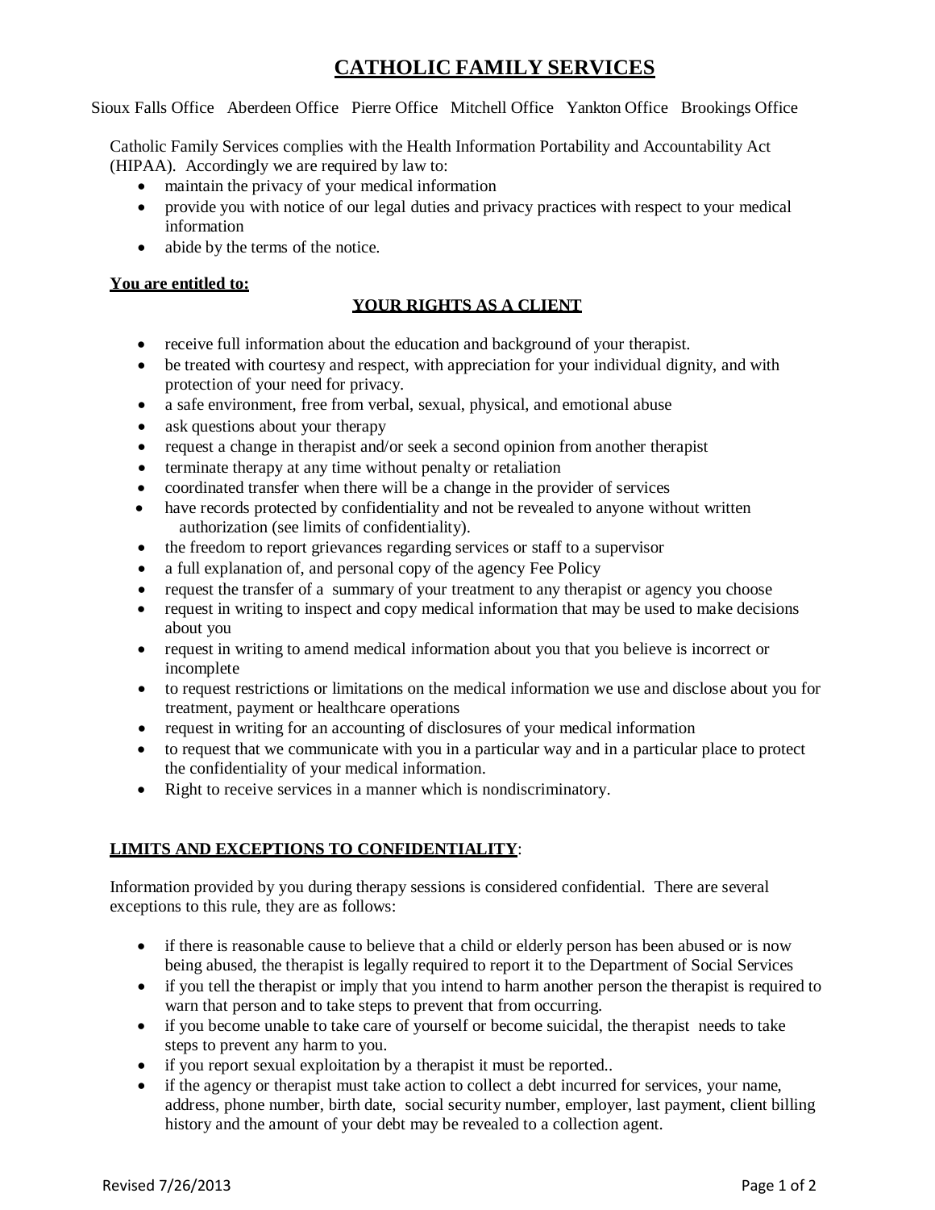# CATHOLIC FAMILY SERVICES

Sioux Falls Office   Aberdeen Office   Pierre Office   Mitchell Office   Yankton Office   Brookings Office

Catholic Family Services complies with the Health Information Portability and Accountability Act (HIPAA). Accordingly we are required by law to:

- maintain the privacy of your medical information
- provide you with notice of our legal duties and privacy practices with respect to your medical information
- abide by the terms of the notice.

**You are entitled to:**

## YOUR RIGHTS AS A CLIENT

- receive full information about the education and background of your therapist.
- be treated with courtesy and respect, with appreciation for your individual dignity, and with protection of your need for privacy.
- a safe environment, free from verbal, sexual, physical, and emotional abuse
- ask questions about your therapy
- request a change in therapist and/or seek a second opinion from another therapist
- terminate therapy at any time without penalty or retaliation
- coordinated transfer when there will be a change in the provider of services
- have records protected by confidentiality and not be revealed to anyone without written authorization (see limits of confidentiality).
- the freedom to report grievances regarding services or staff to a supervisor
- a full explanation of, and personal copy of the agency Fee Policy
- request the transfer of a summary of your treatment to any therapist or agency you choose
- request in writing to inspect and copy medical information that may be used to make decisions about you
- request in writing to amend medical information about you that you believe is incorrect or incomplete
- to request restrictions or limitations on the medical information we use and disclose about you for treatment, payment or healthcare operations
- request in writing for an accounting of disclosures of your medical information
- to request that we communicate with you in a particular way and in a particular place to protect the confidentiality of your medical information.
- Right to receive services in a manner which is nondiscriminatory.

**LIMITS AND EXCEPTIONS TO CONFIDENTIALITY**:

Information provided by you during therapy sessions is considered confidential. There are several exceptions to this rule, they are as follows:

- if there is reasonable cause to believe that a child or elderly person has been abused or is now being abused, the therapist is legally required to report it to the Department of Social Services
- if you tell the therapist or imply that you intend to harm another person the therapist is required to warn that person and to take steps to prevent that from occurring.
- if you become unable to take care of yourself or become suicidal, the therapist needs to take steps to prevent any harm to you.
- if you report sexual exploitation by a therapist it must be reported..
- if the agency or therapist must take action to collect a debt incurred for services, your name, address, phone number, birth date, social security number, employer, last payment, client billing history and the amount of your debt may be revealed to a collection agent.

Revised 7/26/2013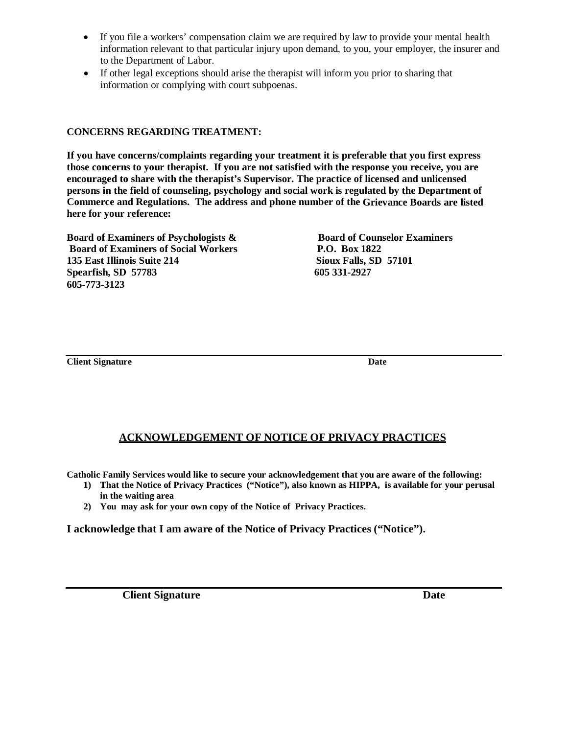- If you file a workers' compensation claim we are required by law to provide your mental health information relevant to that particular injury upon demand, to you, your employer, the insurer and to the Department of Labor.
- If other legal exceptions should arise the therapist will inform you prior to sharing that information or complying with court subpoenas.

**CONCERNS REGARDING TREATMENT:**

**If you have concerns/complaints regarding your treatment it is preferable that you first express those concerns to your therapist. If you are not satisfied with the response you receive, you are encouraged to share with the therapist's Supervisor. The practice of licensed and unlicensed persons in the field of counseling, psychology and social work is regulated by the Department of Commerce and Regulations. The address and phone number of the Grievance Boards are listed here for your reference:**

**Board of Examiners of Psychologists &**
**Board of Examiners of Social Workers**
**135 East Illinois Suite 214**
**Spearfish, SD 57783**
**605-773-3123**

**Board of Counselor Examiners**
**P.O. Box 1822**
**Sioux Falls, SD 57101**
**605 331-2927**

**Client Signature** **Date**

## ACKNOWLEDGEMENT OF NOTICE OF PRIVACY PRACTICES

**Catholic Family Services would like to secure your acknowledgement that you are aware of the following:**

1) **That the Notice of Privacy Practices ("Notice"), also known as HIPPA, is available for your perusal in the waiting area**
2) **You may ask for your own copy of the Notice of Privacy Practices.**

**I acknowledge that I am aware of the Notice of Privacy Practices ("Notice").**

**Client Signature** **Date**